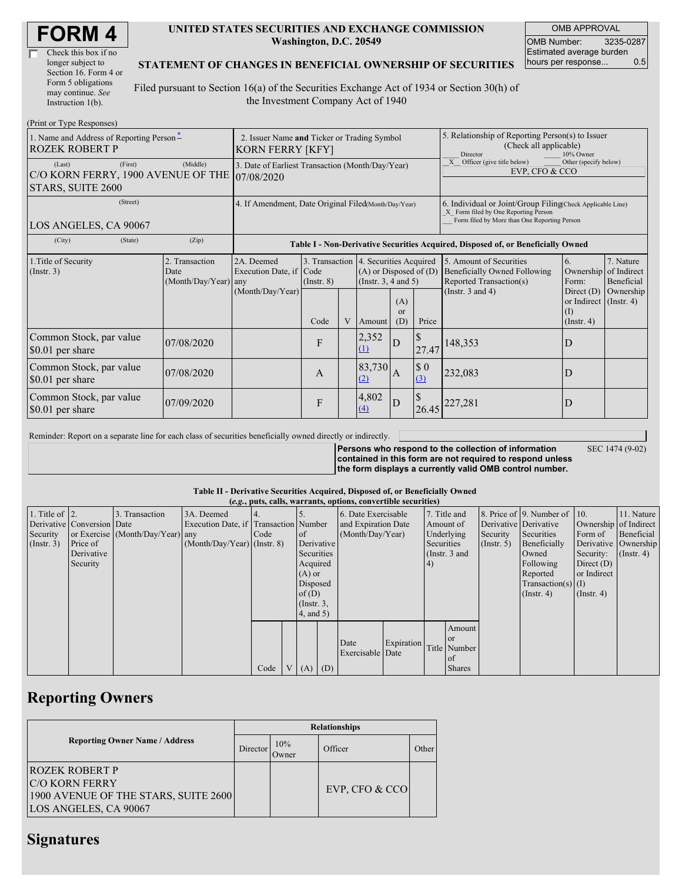# FORM 4

☐ Check this box if no longer subject to Section 16. Form 4 or Form 5 obligations may continue. *See* Instruction 1(b).

**UNITED STATES SECURITIES AND EXCHANGE COMMISSION**
**Washington, D.C. 20549**

**STATEMENT OF CHANGES IN BENEFICIAL OWNERSHIP OF SECURITIES**

Filed pursuant to Section 16(a) of the Securities Exchange Act of 1934 or Section 30(h) of the Investment Company Act of 1940

| OMB APPROVAL | |
|---|---|
| OMB Number: | 3235-0287 |
| Estimated average burden hours per response... | 0.5 |

(Print or Type Responses)

| 1. Name and Address of Reporting Person* | 2. Issuer Name and Ticker or Trading Symbol | 5. Relationship of Reporting Person(s) to Issuer (Check all applicable) |
|---|---|---|
| ROZEK ROBERT P | KORN FERRY [KFY] | ___ Director ___ 10% Owner |
| (Last) (First) (Middle) C/O KORN FERRY, 1900 AVENUE OF THE STARS, SUITE 2600 | 3. Date of Earliest Transaction (Month/Day/Year) 07/08/2020 | _X_ Officer (give title below) ___ Other (specify below) EVP, CFO & CCO |
| (Street) LOS ANGELES, CA 90067 | 4. If Amendment, Date Original Filed (Month/Day/Year) | 6. Individual or Joint/Group Filing (Check Applicable Line) _X_ Form filed by One Reporting Person ___ Form filed by More than One Reporting Person |
| (City) (State) (Zip) | | |

**Table I - Non-Derivative Securities Acquired, Disposed of, or Beneficially Owned**

| 1.Title of Security (Instr. 3) | 2. Transaction Date (Month/Day/Year) | 2A. Deemed Execution Date, if any (Month/Day/Year) | 3. Transaction Code (Instr. 8) | | 4. Securities Acquired (A) or Disposed of (D) (Instr. 3, 4 and 5) | | | 5. Amount of Securities Beneficially Owned Following Reported Transaction(s) (Instr. 3 and 4) | 6. Ownership Form: Direct (D) or Indirect (I) (Instr. 4) | 7. Nature of Indirect Beneficial Ownership (Instr. 4) |
|---|---|---|---|---|---|---|---|---|---|---|
| | | | Code | V | Amount | (A) or (D) | Price | | | |
| Common Stock, par value $0.01 per share | 07/08/2020 | | F | | 2,352 (1) | D | $ 27.47 | 148,353 | D | |
| Common Stock, par value $0.01 per share | 07/08/2020 | | A | | 83,730 (2) | A | $ 0 (3) | 232,083 | D | |
| Common Stock, par value $0.01 per share | 07/09/2020 | | F | | 4,802 (4) | D | $ 26.45 | 227,281 | D | |

Reminder: Report on a separate line for each class of securities beneficially owned directly or indirectly.

**Persons who respond to the collection of information contained in this form are not required to respond unless the form displays a currently valid OMB control number.** SEC 1474 (9-02)

**Table II - Derivative Securities Acquired, Disposed of, or Beneficially Owned**
**(*e.g.*, puts, calls, warrants, options, convertible securities)**

| 1. Title of Derivative Security (Instr. 3) | 2. Conversion or Exercise Price of Derivative Security | 3. Transaction Date (Month/Day/Year) | 3A. Deemed Execution Date, if any (Month/Day/Year) | 4. Transaction Code (Instr. 8) | | 5. Number of Derivative Securities Acquired (A) or Disposed of (D) (Instr. 3, 4, and 5) | | 6. Date Exercisable and Expiration Date (Month/Day/Year) | | 7. Title and Amount of Underlying Securities (Instr. 3 and 4) | | 8. Price of Derivative Security (Instr. 5) | 9. Number of Derivative Securities Beneficially Owned Following Reported Transaction(s) (Instr. 4) | 10. Ownership Form of Derivative Security: Direct (D) or Indirect (I) (Instr. 4) | 11. Nature of Indirect Beneficial Ownership (Instr. 4) |
|---|---|---|---|---|---|---|---|---|---|---|---|---|---|---|---|
| | | | | Code | V | (A) | (D) | Date Exercisable | Expiration Date | Title | Amount or Number of Shares | | | | |

## Reporting Owners

| Reporting Owner Name / Address | Relationships | | | |
|---|---|---|---|---|
| | Director | 10% Owner | Officer | Other |
| ROZEK ROBERT P C/O KORN FERRY 1900 AVENUE OF THE STARS, SUITE 2600 LOS ANGELES, CA 90067 | | | EVP, CFO & CCO | |

## Signatures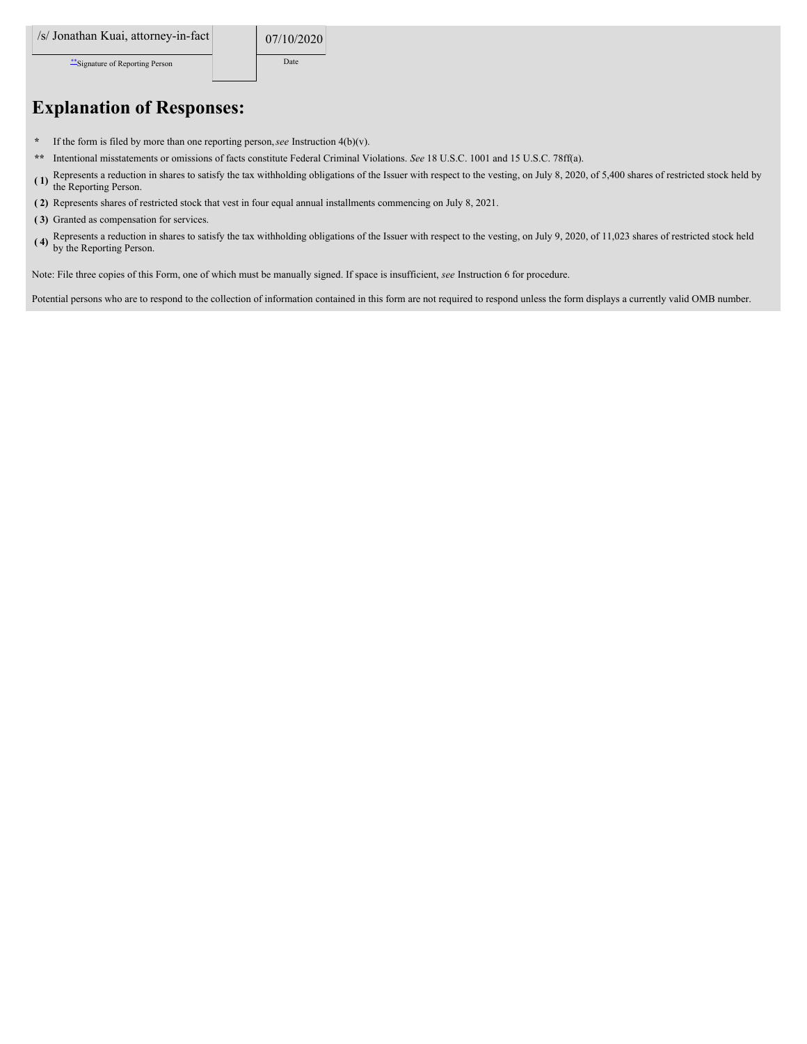| /s/ Jonathan Kuai, attorney-in-fact | | 07/10/2020 |
| --- | --- | --- |
| ** Signature of Reporting Person | | Date |

## Explanation of Responses:

- \* If the form is filed by more than one reporting person, *see* Instruction 4(b)(v).
- \*\* Intentional misstatements or omissions of facts constitute Federal Criminal Violations. *See* 18 U.S.C. 1001 and 15 U.S.C. 78ff(a).
- ( 1) Represents a reduction in shares to satisfy the tax withholding obligations of the Issuer with respect to the vesting, on July 8, 2020, of 5,400 shares of restricted stock held by the Reporting Person.
- ( 2) Represents shares of restricted stock that vest in four equal annual installments commencing on July 8, 2021.
- ( 3) Granted as compensation for services.
- ( 4) Represents a reduction in shares to satisfy the tax withholding obligations of the Issuer with respect to the vesting, on July 9, 2020, of 11,023 shares of restricted stock held by the Reporting Person.

Note: File three copies of this Form, one of which must be manually signed. If space is insufficient, *see* Instruction 6 for procedure.

Potential persons who are to respond to the collection of information contained in this form are not required to respond unless the form displays a currently valid OMB number.